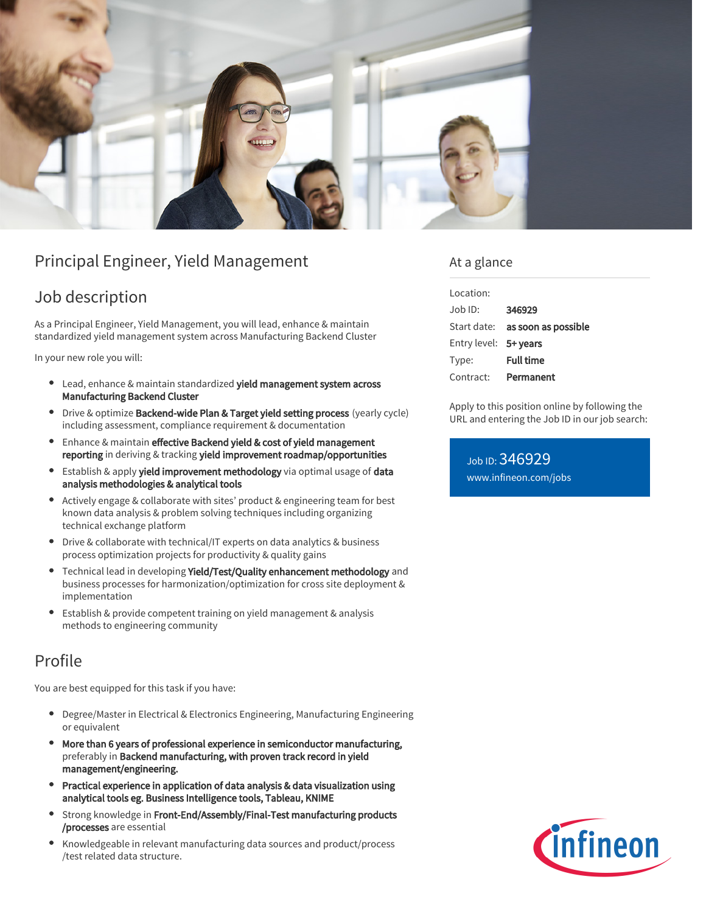# Principal Engineer, Yield Management

## Job description

As a Principal Engineer, Yield Management, you will lead, enhance & maintain standardized yield management system across Manufacturing Backend Cluster

In your new role you will:

- Lead, enhance & maintain standardized **yield management system across Manufacturing Backend Cluster**
- Drive & optimize **Backend-wide Plan & Target yield setting process** (yearly cycle) including assessment, compliance requirement & documentation
- Enhance & maintain **effective Backend yield & cost of yield management reporting** in deriving & tracking **yield improvement roadmap/opportunities**
- Establish & apply **yield improvement methodology** via optimal usage of **data analysis methodologies & analytical tools**
- Actively engage & collaborate with sites' product & engineering team for best known data analysis & problem solving techniques including organizing technical exchange platform
- Drive & collaborate with technical/IT experts on data analytics & business process optimization projects for productivity & quality gains
- Technical lead in developing **Yield/Test/Quality enhancement methodology** and business processes for harmonization/optimization for cross site deployment & implementation
- Establish & provide competent training on yield management & analysis methods to engineering community

## Profile

You are best equipped for this task if you have:

- Degree/Master in Electrical & Electronics Engineering, Manufacturing Engineering or equivalent
- **More than 6 years of professional experience in semiconductor manufacturing,** preferably in **Backend manufacturing, with proven track record in yield management/engineering.**
- **Practical experience in application of data analysis & data visualization using analytical tools eg. Business Intelligence tools, Tableau, KNIME**
- Strong knowledge in **Front-End/Assembly/Final-Test manufacturing products /processes** are essential
- Knowledgeable in relevant manufacturing data sources and product/process /test related data structure.

## At a glance

| | |
|---|---|
| Location: | |
| Job ID: | **346929** |
| Start date: | **as soon as possible** |
| Entry level: | **5+ years** |
| Type: | **Full time** |
| Contract: | **Permanent** |

Apply to this position online by following the URL and entering the Job ID in our job search:

Job ID: 346929
www.infineon.com/jobs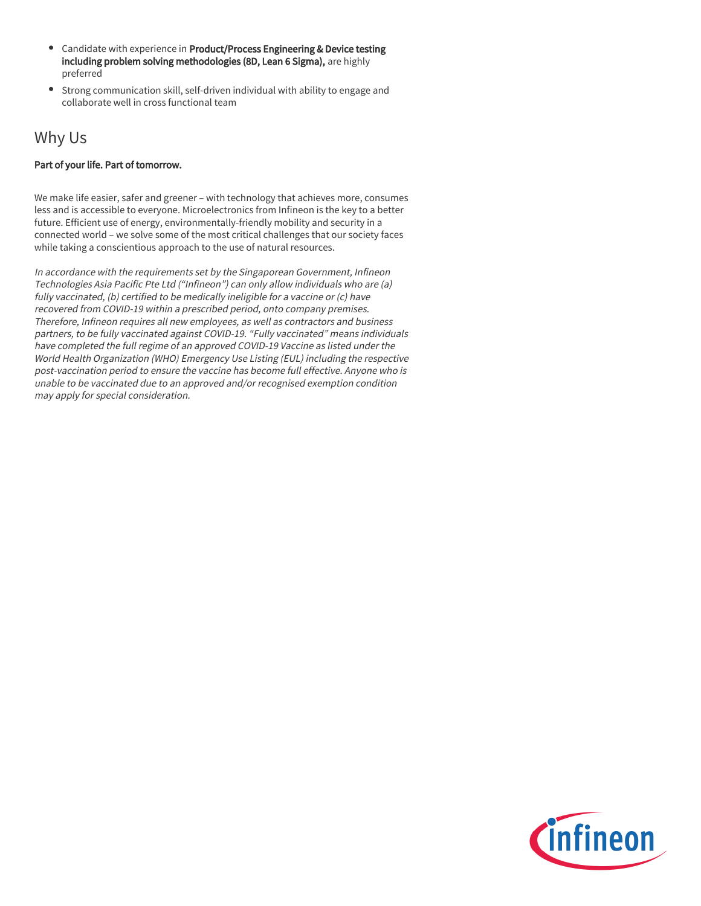- Candidate with experience in **Product/Process Engineering & Device testing including problem solving methodologies (8D, Lean 6 Sigma),** are highly preferred
- Strong communication skill, self-driven individual with ability to engage and collaborate well in cross functional team

## Why Us

**Part of your life. Part of tomorrow.**

We make life easier, safer and greener – with technology that achieves more, consumes less and is accessible to everyone. Microelectronics from Infineon is the key to a better future. Efficient use of energy, environmentally-friendly mobility and security in a connected world – we solve some of the most critical challenges that our society faces while taking a conscientious approach to the use of natural resources.

*In accordance with the requirements set by the Singaporean Government, Infineon Technologies Asia Pacific Pte Ltd ("Infineon") can only allow individuals who are (a) fully vaccinated, (b) certified to be medically ineligible for a vaccine or (c) have recovered from COVID-19 within a prescribed period, onto company premises. Therefore, Infineon requires all new employees, as well as contractors and business partners, to be fully vaccinated against COVID-19. "Fully vaccinated" means individuals have completed the full regime of an approved COVID-19 Vaccine as listed under the World Health Organization (WHO) Emergency Use Listing (EUL) including the respective post-vaccination period to ensure the vaccine has become full effective. Anyone who is unable to be vaccinated due to an approved and/or recognised exemption condition may apply for special consideration.*